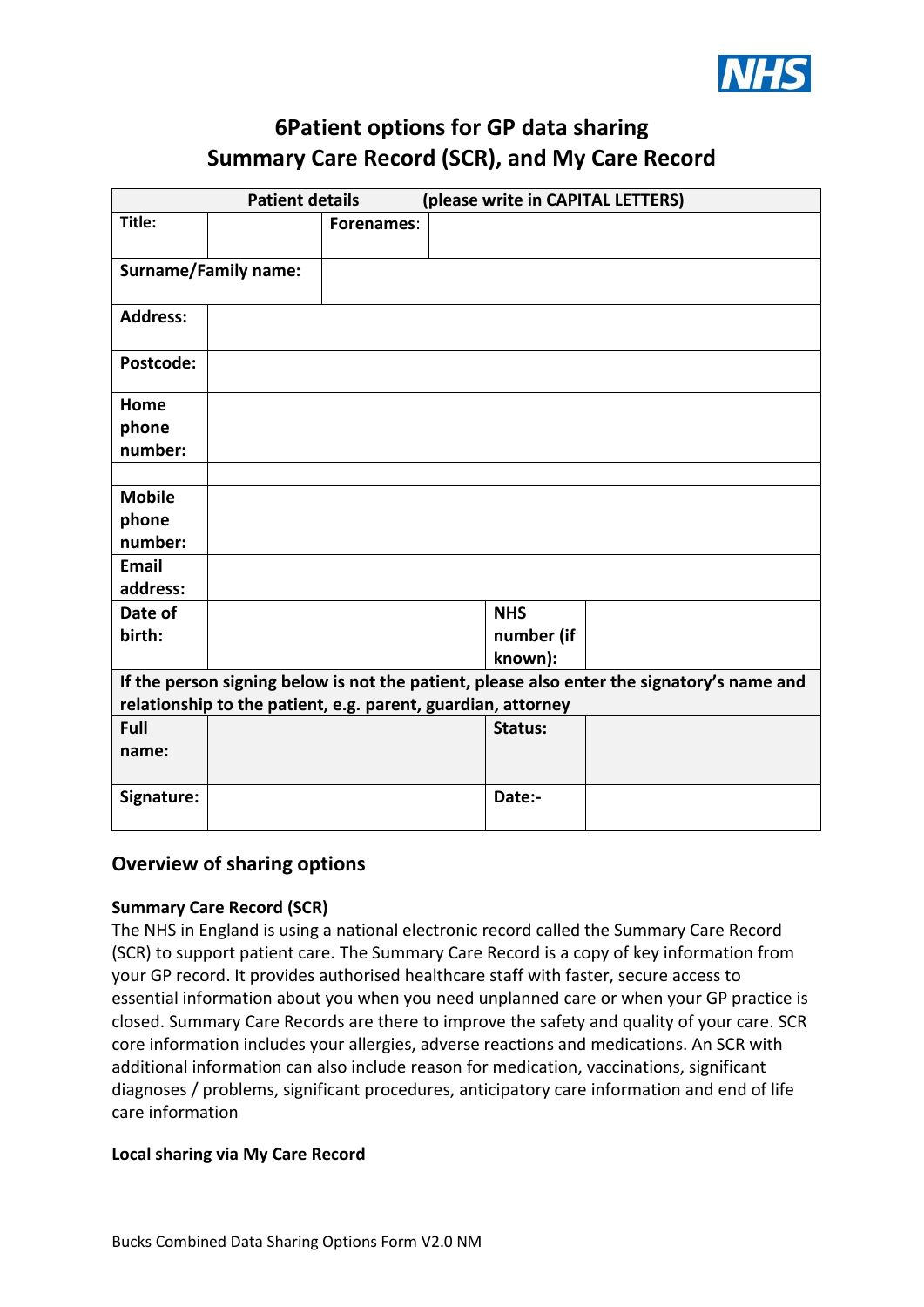NHS

# 6Patient options for GP data sharing
# Summary Care Record (SCR), and My Care Record

| Patient details (please write in CAPITAL LETTERS) | | | |
|---|---|---|---|
| **Title:** | | **Forenames**: | |
| **Surname/Family name:** | | | |
| **Address:** | | | |
| **Postcode:** | | | |
| **Home phone number:** | | | |
| | | | |
| **Mobile phone number:** | | | |
| **Email address:** | | | |
| **Date of birth:** | | **NHS number (if known):** | |
| **If the person signing below is not the patient, please also enter the signatory's name and relationship to the patient, e.g. parent, guardian, attorney** | | | |
| **Full name:** | | **Status:** | |
| **Signature:** | | **Date:-** | |

## Overview of sharing options

**Summary Care Record (SCR)**

The NHS in England is using a national electronic record called the Summary Care Record (SCR) to support patient care. The Summary Care Record is a copy of key information from your GP record. It provides authorised healthcare staff with faster, secure access to essential information about you when you need unplanned care or when your GP practice is closed. Summary Care Records are there to improve the safety and quality of your care. SCR core information includes your allergies, adverse reactions and medications. An SCR with additional information can also include reason for medication, vaccinations, significant diagnoses / problems, significant procedures, anticipatory care information and end of life care information

**Local sharing via My Care Record**

Bucks Combined Data Sharing Options Form V2.0 NM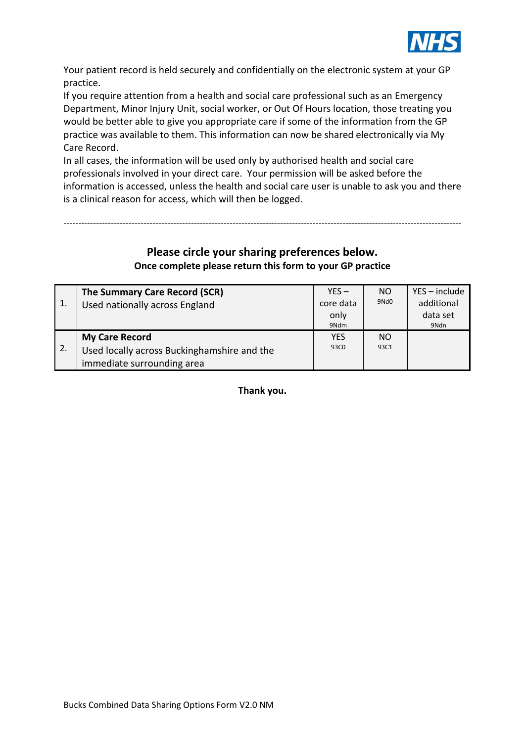Your patient record is held securely and confidentially on the electronic system at your GP practice.

If you require attention from a health and social care professional such as an Emergency Department, Minor Injury Unit, social worker, or Out Of Hours location, those treating you would be better able to give you appropriate care if some of the information from the GP practice was available to them. This information can now be shared electronically via My Care Record.

In all cases, the information will be used only by authorised health and social care professionals involved in your direct care. Your permission will be asked before the information is accessed, unless the health and social care user is unable to ask you and there is a clinical reason for access, which will then be logged.

---

## Please circle your sharing preferences below.

**Once complete please return this form to your GP practice**

| | | | | |
|---|---|---|---|---|
| 1. | **The Summary Care Record (SCR)**<br>Used nationally across England | YES – core data only<br>9Ndm | NO<br>9Nd0 | YES – include additional data set<br>9Ndn |
| 2. | **My Care Record**<br>Used locally across Buckinghamshire and the immediate surrounding area | YES<br>93C0 | NO<br>93C1 | |

**Thank you.**

Bucks Combined Data Sharing Options Form V2.0 NM